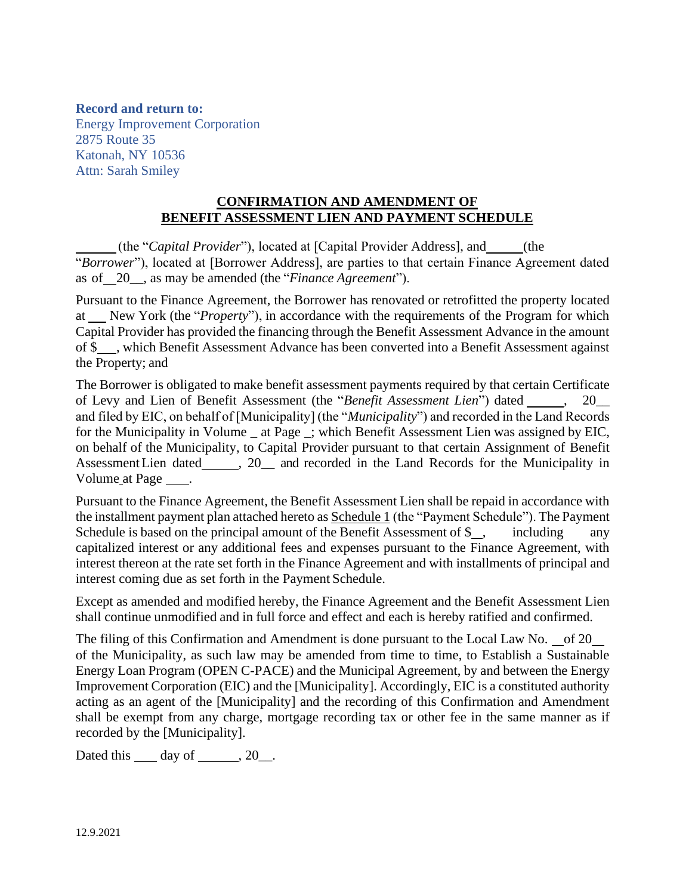**Record and return to:**
Energy Improvement Corporation
2875 Route 35
Katonah, NY 10536
Attn: Sarah Smiley

**CONFIRMATION AND AMENDMENT OF**
**BENEFIT ASSESSMENT LIEN AND PAYMENT SCHEDULE**

______ (the "*Capital Provider*"), located at [Capital Provider Address], and _____ (the "*Borrower*"), located at [Borrower Address], are parties to that certain Finance Agreement dated as of __ 20__, as may be amended (the "*Finance Agreement*").

Pursuant to the Finance Agreement, the Borrower has renovated or retrofitted the property located at ___ New York (the "*Property*"), in accordance with the requirements of the Program for which Capital Provider has provided the financing through the Benefit Assessment Advance in the amount of $___, which Benefit Assessment Advance has been converted into a Benefit Assessment against the Property; and

The Borrower is obligated to make benefit assessment payments required by that certain Certificate of Levy and Lien of Benefit Assessment (the "*Benefit Assessment Lien*") dated _____, 20__ and filed by EIC, on behalf of [Municipality] (the "*Municipality*") and recorded in the Land Records for the Municipality in Volume _ at Page _; which Benefit Assessment Lien was assigned by EIC, on behalf of the Municipality, to Capital Provider pursuant to that certain Assignment of Benefit Assessment Lien dated _____, 20__ and recorded in the Land Records for the Municipality in Volume at Page ___.

Pursuant to the Finance Agreement, the Benefit Assessment Lien shall be repaid in accordance with the installment payment plan attached hereto as Schedule 1 (the "Payment Schedule"). The Payment Schedule is based on the principal amount of the Benefit Assessment of $__, including any capitalized interest or any additional fees and expenses pursuant to the Finance Agreement, with interest thereon at the rate set forth in the Finance Agreement and with installments of principal and interest coming due as set forth in the Payment Schedule.

Except as amended and modified hereby, the Finance Agreement and the Benefit Assessment Lien shall continue unmodified and in full force and effect and each is hereby ratified and confirmed.

The filing of this Confirmation and Amendment is done pursuant to the Local Law No. __ of 20__ of the Municipality, as such law may be amended from time to time, to Establish a Sustainable Energy Loan Program (OPEN C-PACE) and the Municipal Agreement, by and between the Energy Improvement Corporation (EIC) and the [Municipality]. Accordingly, EIC is a constituted authority acting as an agent of the [Municipality] and the recording of this Confirmation and Amendment shall be exempt from any charge, mortgage recording tax or other fee in the same manner as if recorded by the [Municipality].

Dated this ___ day of ______, 20__.

12.9.2021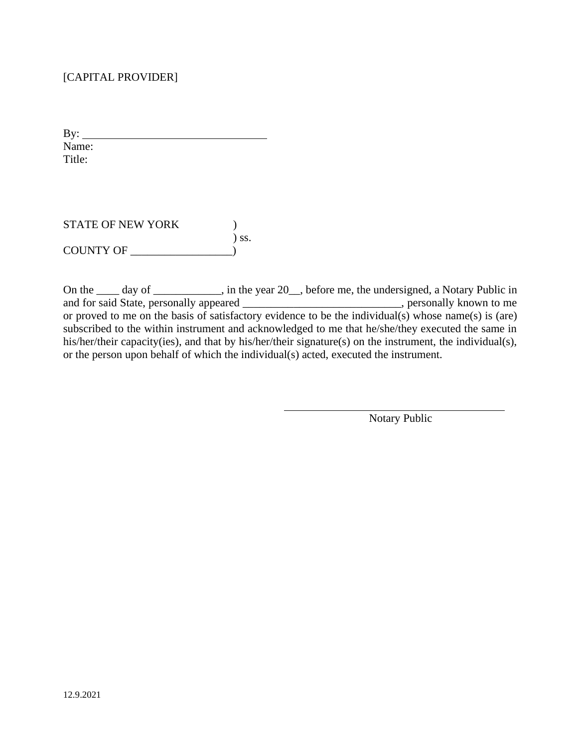[CAPITAL PROVIDER]

By: ________________________________
Name:
Title:

STATE OF NEW YORK )
) ss.
COUNTY OF __________________)

On the ____ day of ____________, in the year 20__, before me, the undersigned, a Notary Public in and for said State, personally appeared ____________________________, personally known to me or proved to me on the basis of satisfactory evidence to be the individual(s) whose name(s) is (are) subscribed to the within instrument and acknowledged to me that he/she/they executed the same in his/her/their capacity(ies), and that by his/her/their signature(s) on the instrument, the individual(s), or the person upon behalf of which the individual(s) acted, executed the instrument.

________________________________
Notary Public

12.9.2021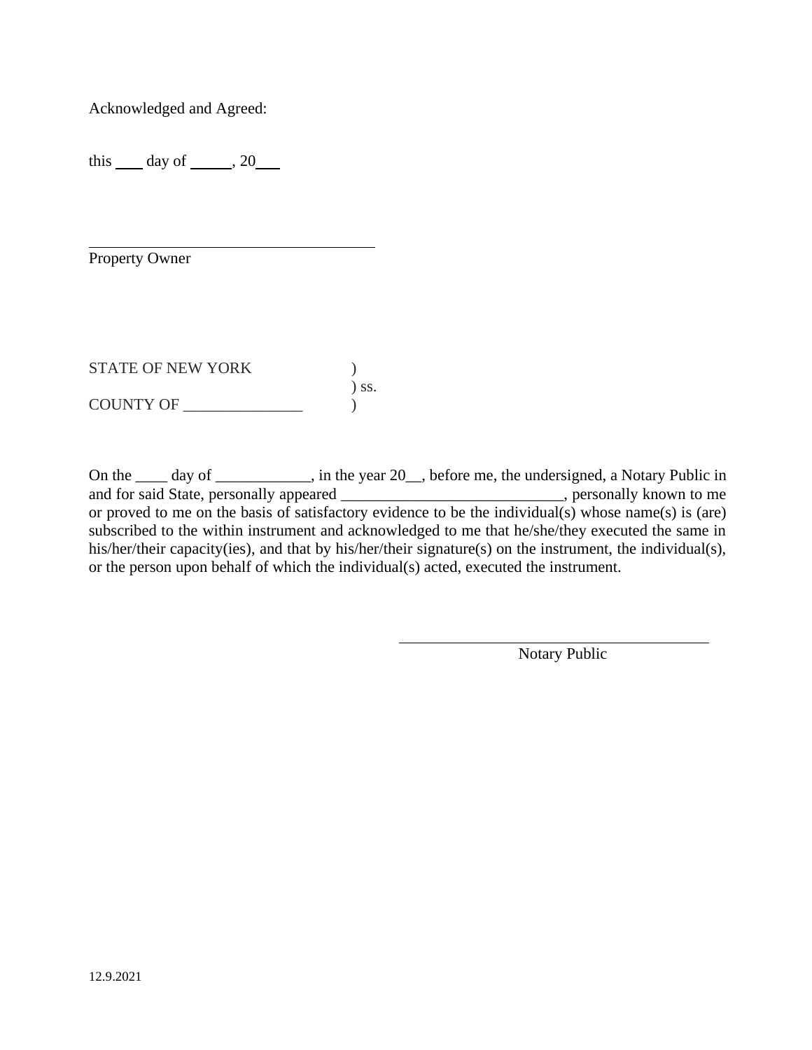Acknowledged and Agreed:

this ___ day of _____, 20___

\_\_\_\_\_\_\_\_\_\_\_\_\_\_\_\_\_\_\_\_\_\_\_\_\_\_\_\_\_\_\_\_\_\_\_\_\_\_\_\_

Property Owner

STATE OF NEW YORK )
) ss.
COUNTY OF _______________ )

On the ____ day of ____________, in the year 20__, before me, the undersigned, a Notary Public in and for said State, personally appeared ____________________________, personally known to me or proved to me on the basis of satisfactory evidence to be the individual(s) whose name(s) is (are) subscribed to the within instrument and acknowledged to me that he/she/they executed the same in his/her/their capacity(ies), and that by his/her/their signature(s) on the instrument, the individual(s), or the person upon behalf of which the individual(s) acted, executed the instrument.

\_\_\_\_\_\_\_\_\_\_\_\_\_\_\_\_\_\_\_\_\_\_\_\_\_\_\_\_\_\_\_\_\_\_\_\_\_\_\_\_

Notary Public

12.9.2021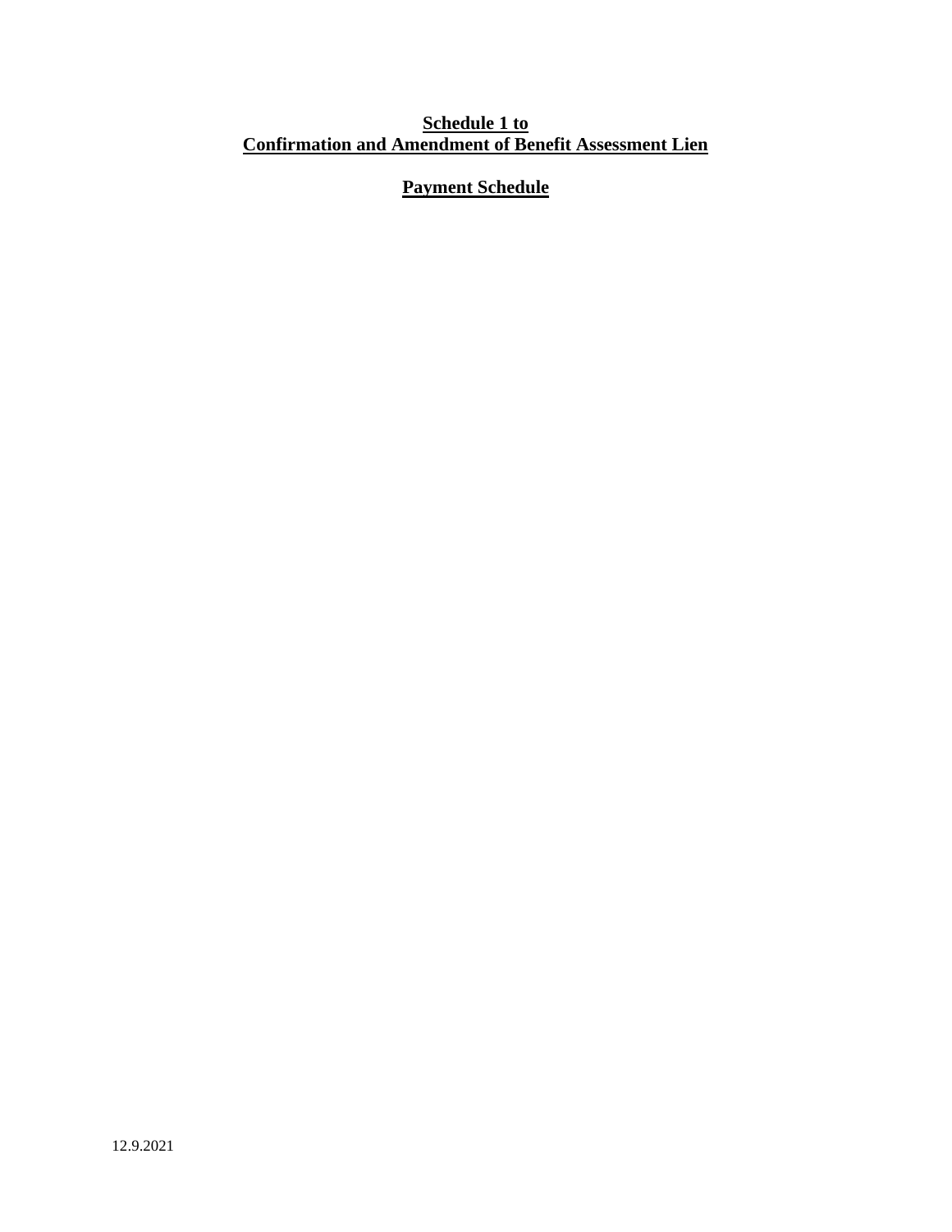**Schedule 1 to**
**Confirmation and Amendment of Benefit Assessment Lien**

**Payment Schedule**

12.9.2021